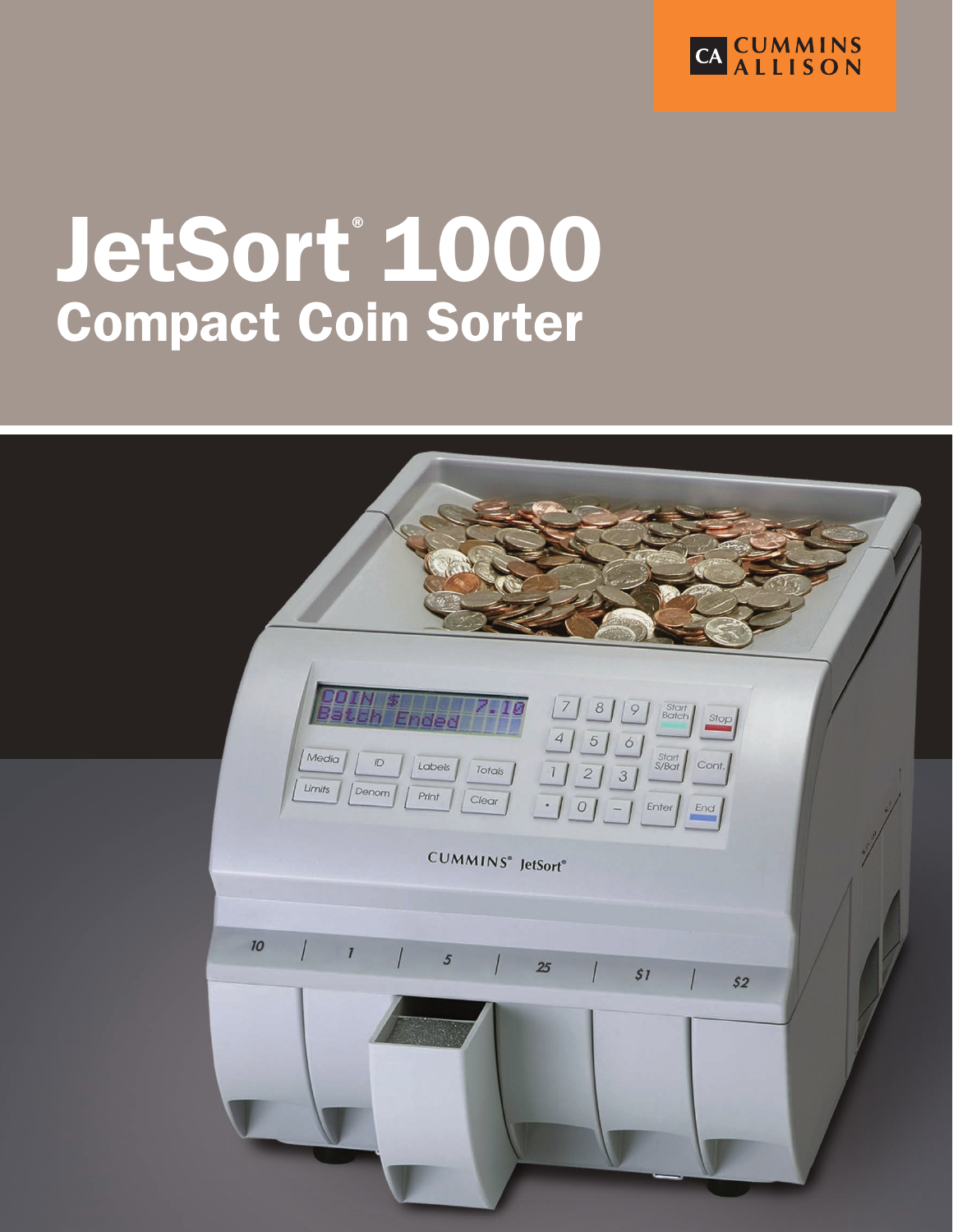CA CUMMINS ALLISON

# JetSort® 1000

## Compact Coin Sorter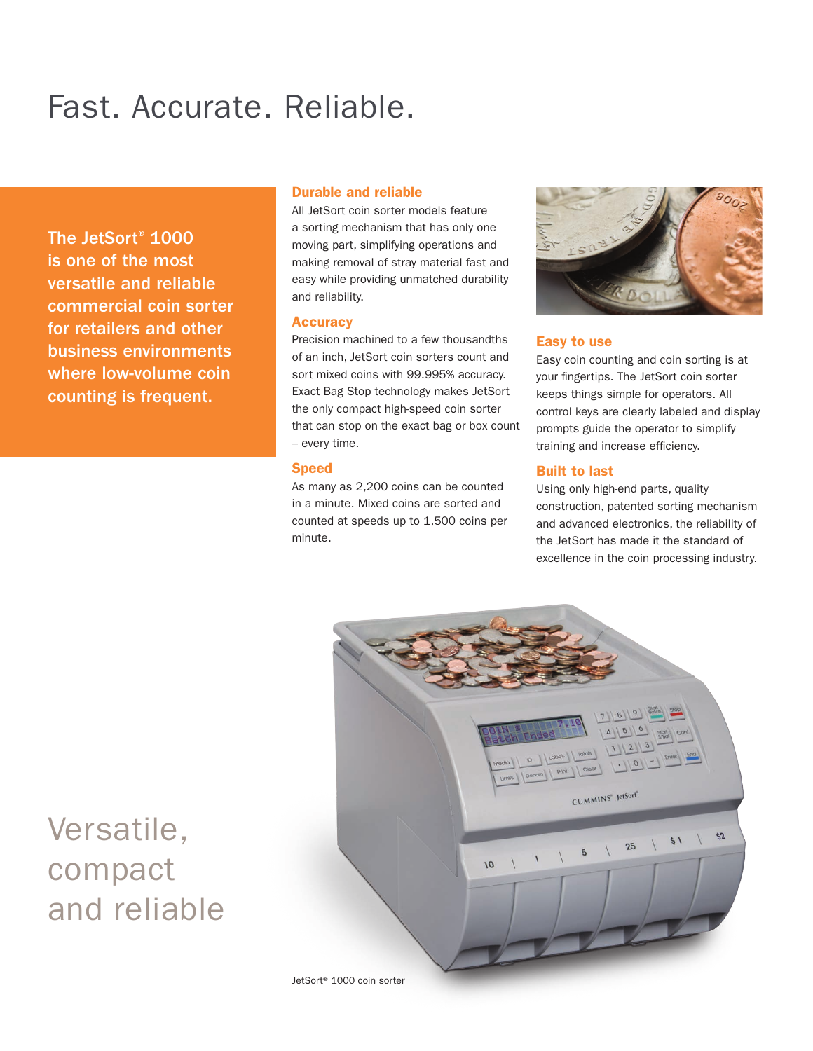# Fast. Accurate. Reliable.

**The JetSort® 1000 is one of the most versatile and reliable commercial coin sorter for retailers and other business environments where low-volume coin counting is frequent.**

### Durable and reliable

All JetSort coin sorter models feature a sorting mechanism that has only one moving part, simplifying operations and making removal of stray material fast and easy while providing unmatched durability and reliability.

### Accuracy

Precision machined to a few thousandths of an inch, JetSort coin sorters count and sort mixed coins with 99.995% accuracy. Exact Bag Stop technology makes JetSort the only compact high-speed coin sorter that can stop on the exact bag or box count – every time.

### Speed

As many as 2,200 coins can be counted in a minute. Mixed coins are sorted and counted at speeds up to 1,500 coins per minute.

### Easy to use

Easy coin counting and coin sorting is at your fingertips. The JetSort coin sorter keeps things simple for operators. All control keys are clearly labeled and display prompts guide the operator to simplify training and increase efficiency.

### Built to last

Using only high-end parts, quality construction, patented sorting mechanism and advanced electronics, the reliability of the JetSort has made it the standard of excellence in the coin processing industry.

## Versatile, compact and reliable

JetSort® 1000 coin sorter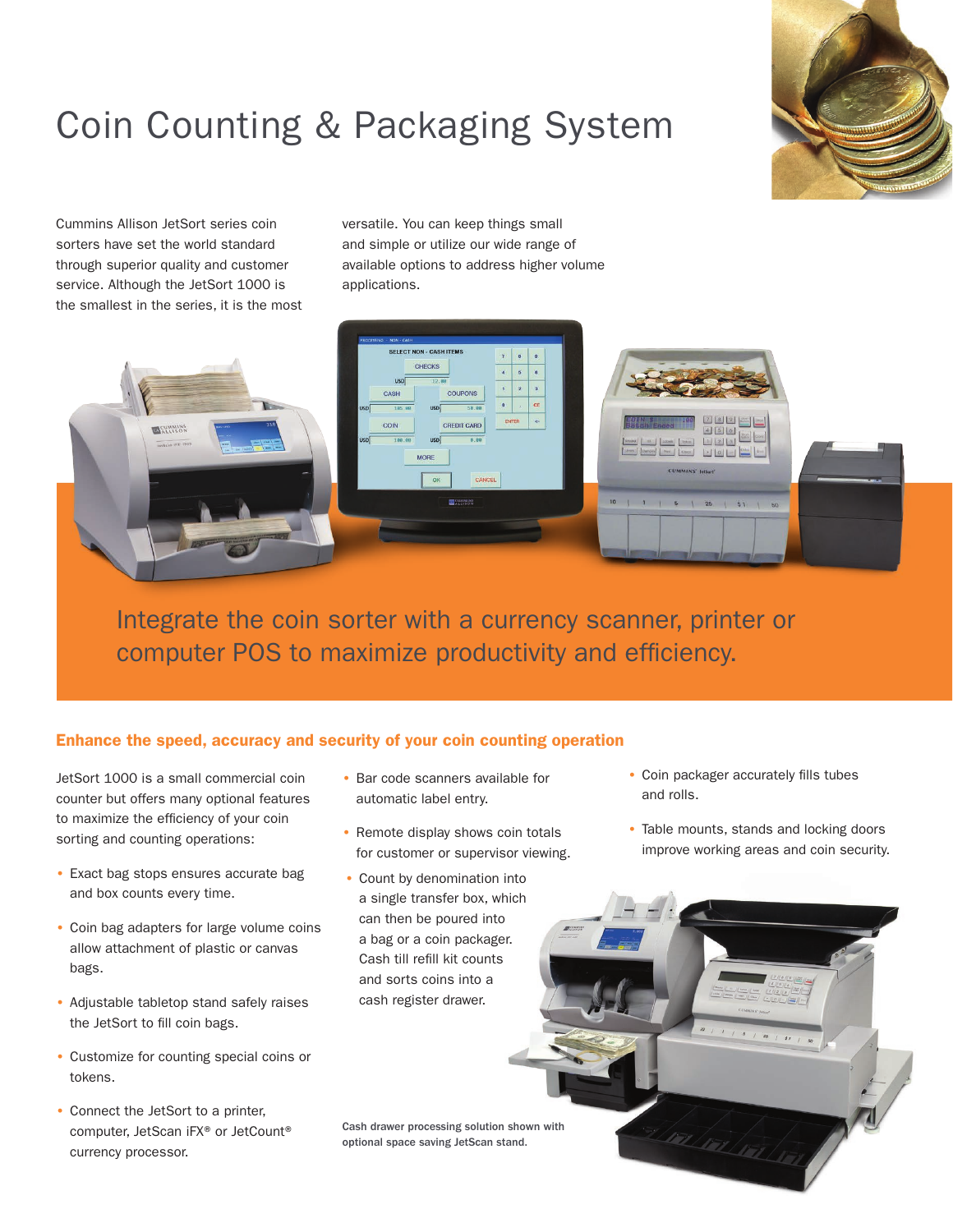# Coin Counting & Packaging System

Cummins Allison JetSort series coin sorters have set the world standard through superior quality and customer service. Although the JetSort 1000 is the smallest in the series, it is the most versatile. You can keep things small and simple or utilize our wide range of available options to address higher volume applications.

Integrate the coin sorter with a currency scanner, printer or computer POS to maximize productivity and efficiency.

## Enhance the speed, accuracy and security of your coin counting operation

JetSort 1000 is a small commercial coin counter but offers many optional features to maximize the efficiency of your coin sorting and counting operations:

- Exact bag stops ensures accurate bag and box counts every time.
- Coin bag adapters for large volume coins allow attachment of plastic or canvas bags.
- Adjustable tabletop stand safely raises the JetSort to fill coin bags.
- Customize for counting special coins or tokens.
- Connect the JetSort to a printer, computer, JetScan iFX® or JetCount® currency processor.
- Bar code scanners available for automatic label entry.
- Remote display shows coin totals for customer or supervisor viewing.
- Count by denomination into a single transfer box, which can then be poured into a bag or a coin packager. Cash till refill kit counts and sorts coins into a cash register drawer.
- Coin packager accurately fills tubes and rolls.
- Table mounts, stands and locking doors improve working areas and coin security.

Cash drawer processing solution shown with optional space saving JetScan stand.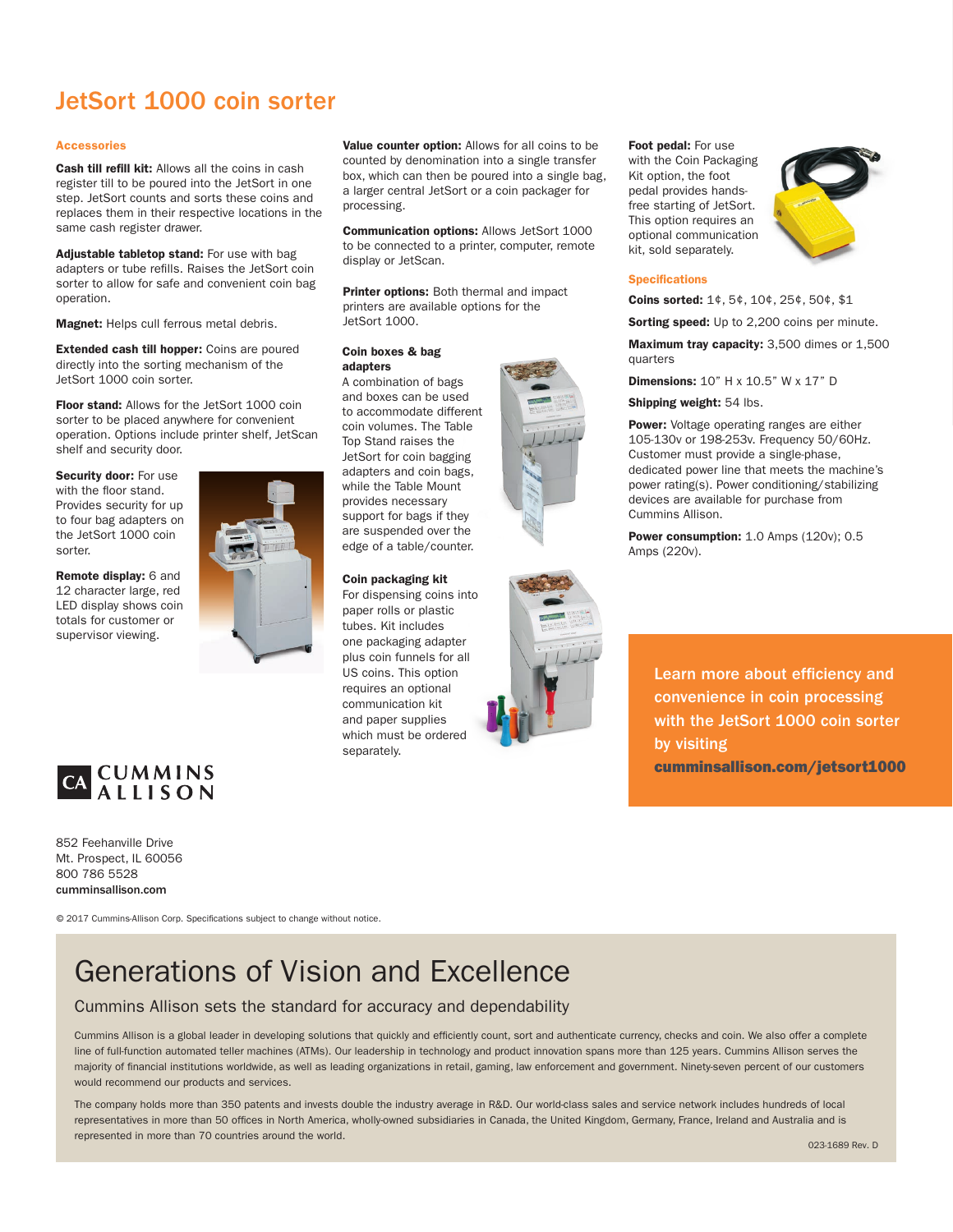# JetSort 1000 coin sorter

## Accessories

**Cash till refill kit:** Allows all the coins in cash register till to be poured into the JetSort in one step. JetSort counts and sorts these coins and replaces them in their respective locations in the same cash register drawer.

**Adjustable tabletop stand:** For use with bag adapters or tube refills. Raises the JetSort coin sorter to allow for safe and convenient coin bag operation.

**Magnet:** Helps cull ferrous metal debris.

**Extended cash till hopper:** Coins are poured directly into the sorting mechanism of the JetSort 1000 coin sorter.

**Floor stand:** Allows for the JetSort 1000 coin sorter to be placed anywhere for convenient operation. Options include printer shelf, JetScan shelf and security door.

**Security door:** For use with the floor stand. Provides security for up to four bag adapters on the JetSort 1000 coin sorter.

**Remote display:** 6 and 12 character large, red LED display shows coin totals for customer or supervisor viewing.

**Value counter option:** Allows for all coins to be counted by denomination into a single transfer box, which can then be poured into a single bag, a larger central JetSort or a coin packager for processing.

**Communication options:** Allows JetSort 1000 to be connected to a printer, computer, remote display or JetScan.

**Printer options:** Both thermal and impact printers are available options for the JetSort 1000.

**Coin boxes & bag adapters**
A combination of bags and boxes can be used to accommodate different coin volumes. The Table Top Stand raises the JetSort for coin bagging adapters and coin bags, while the Table Mount provides necessary support for bags if they are suspended over the edge of a table/counter.

**Coin packaging kit**
For dispensing coins into paper rolls or plastic tubes. Kit includes one packaging adapter plus coin funnels for all US coins. This option requires an optional communication kit and paper supplies which must be ordered separately.

**Foot pedal:** For use with the Coin Packaging Kit option, the foot pedal provides hands-free starting of JetSort. This option requires an optional communication kit, sold separately.

## Specifications

**Coins sorted:** 1¢, 5¢, 10¢, 25¢, 50¢, $1

**Sorting speed:** Up to 2,200 coins per minute.

**Maximum tray capacity:** 3,500 dimes or 1,500 quarters

**Dimensions:** 10" H x 10.5" W x 17" D

**Shipping weight:** 54 lbs.

**Power:** Voltage operating ranges are either 105-130v or 198-253v. Frequency 50/60Hz. Customer must provide a single-phase, dedicated power line that meets the machine's power rating(s). Power conditioning/stabilizing devices are available for purchase from Cummins Allison.

**Power consumption:** 1.0 Amps (120v); 0.5 Amps (220v).

Learn more about efficiency and convenience in coin processing with the JetSort 1000 coin sorter by visiting **cumminsallison.com/jetsort1000**

CA CUMMINS ALLISON

852 Feehanville Drive
Mt. Prospect, IL 60056
800 786 5528
**cumminsallison.com**

© 2017 Cummins-Allison Corp. Specifications subject to change without notice.

# Generations of Vision and Excellence

## Cummins Allison sets the standard for accuracy and dependability

Cummins Allison is a global leader in developing solutions that quickly and efficiently count, sort and authenticate currency, checks and coin. We also offer a complete line of full-function automated teller machines (ATMs). Our leadership in technology and product innovation spans more than 125 years. Cummins Allison serves the majority of financial institutions worldwide, as well as leading organizations in retail, gaming, law enforcement and government. Ninety-seven percent of our customers would recommend our products and services.

The company holds more than 350 patents and invests double the industry average in R&D. Our world-class sales and service network includes hundreds of local representatives in more than 50 offices in North America, wholly-owned subsidiaries in Canada, the United Kingdom, Germany, France, Ireland and Australia and is represented in more than 70 countries around the world.

023-1689 Rev. D